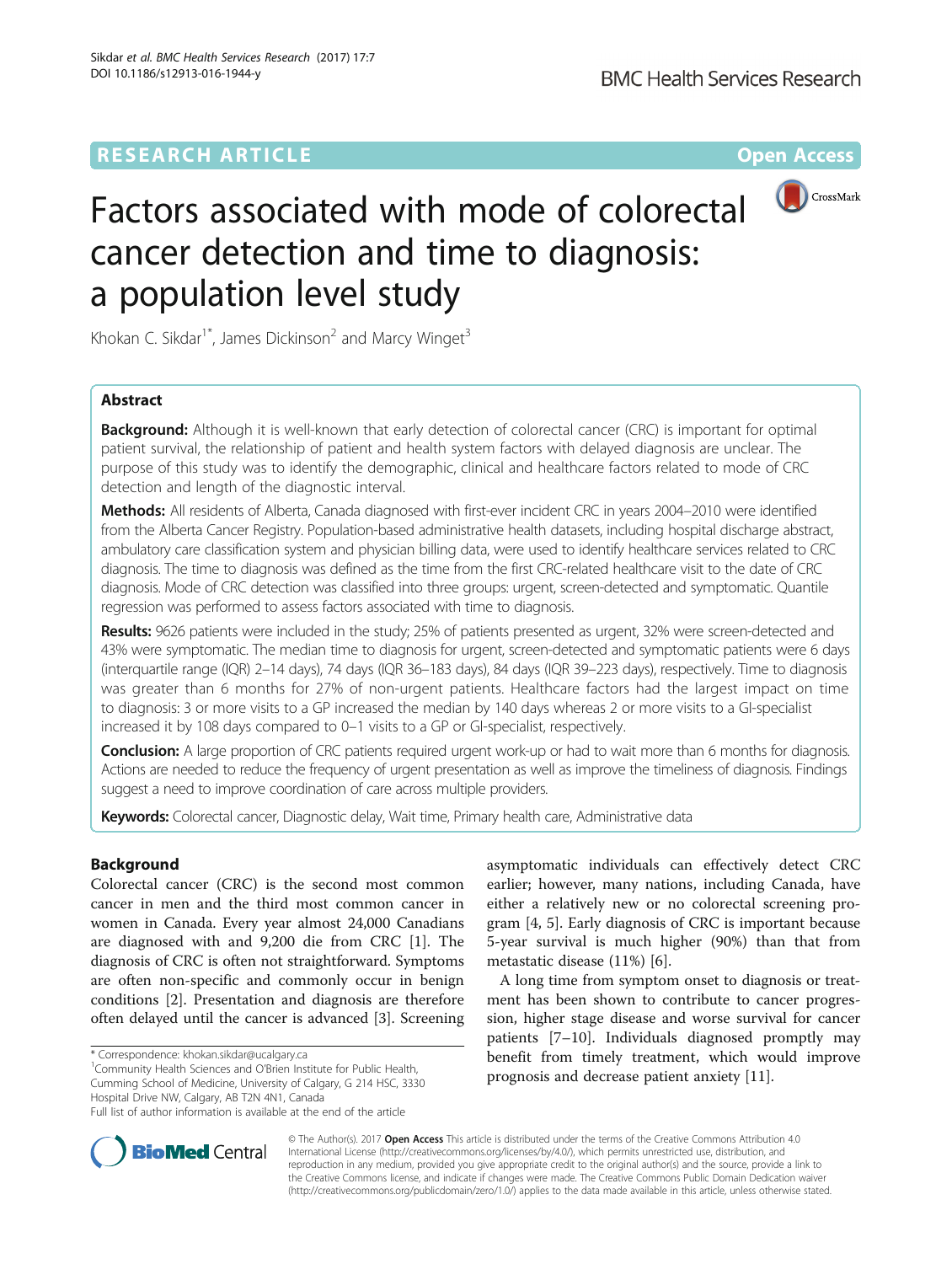RESEARCH ARTICLE

Open Access

# Factors associated with mode of colorectal cancer detection and time to diagnosis: a population level study

Khokan C. Sikdar[1*], James Dickinson[2] and Marcy Winget[3]

## Abstract

**Background:** Although it is well-known that early detection of colorectal cancer (CRC) is important for optimal patient survival, the relationship of patient and health system factors with delayed diagnosis are unclear. The purpose of this study was to identify the demographic, clinical and healthcare factors related to mode of CRC detection and length of the diagnostic interval.

**Methods:** All residents of Alberta, Canada diagnosed with first-ever incident CRC in years 2004–2010 were identified from the Alberta Cancer Registry. Population-based administrative health datasets, including hospital discharge abstract, ambulatory care classification system and physician billing data, were used to identify healthcare services related to CRC diagnosis. The time to diagnosis was defined as the time from the first CRC-related healthcare visit to the date of CRC diagnosis. Mode of CRC detection was classified into three groups: urgent, screen-detected and symptomatic. Quantile regression was performed to assess factors associated with time to diagnosis.

**Results:** 9626 patients were included in the study; 25% of patients presented as urgent, 32% were screen-detected and 43% were symptomatic. The median time to diagnosis for urgent, screen-detected and symptomatic patients were 6 days (interquartile range (IQR) 2–14 days), 74 days (IQR 36–183 days), 84 days (IQR 39–223 days), respectively. Time to diagnosis was greater than 6 months for 27% of non-urgent patients. Healthcare factors had the largest impact on time to diagnosis: 3 or more visits to a GP increased the median by 140 days whereas 2 or more visits to a GI-specialist increased it by 108 days compared to 0–1 visits to a GP or GI-specialist, respectively.

**Conclusion:** A large proportion of CRC patients required urgent work-up or had to wait more than 6 months for diagnosis. Actions are needed to reduce the frequency of urgent presentation as well as improve the timeliness of diagnosis. Findings suggest a need to improve coordination of care across multiple providers.

**Keywords:** Colorectal cancer, Diagnostic delay, Wait time, Primary health care, Administrative data

## Background

Colorectal cancer (CRC) is the second most common cancer in men and the third most common cancer in women in Canada. Every year almost 24,000 Canadians are diagnosed with and 9,200 die from CRC [1]. The diagnosis of CRC is often not straightforward. Symptoms are often non-specific and commonly occur in benign conditions [2]. Presentation and diagnosis are therefore often delayed until the cancer is advanced [3]. Screening asymptomatic individuals can effectively detect CRC earlier; however, many nations, including Canada, have either a relatively new or no colorectal screening program [4, 5]. Early diagnosis of CRC is important because 5-year survival is much higher (90%) than that from metastatic disease (11%) [6].

A long time from symptom onset to diagnosis or treatment has been shown to contribute to cancer progression, higher stage disease and worse survival for cancer patients [7–10]. Individuals diagnosed promptly may benefit from timely treatment, which would improve prognosis and decrease patient anxiety [11].

\* Correspondence: khokan.sikdar@ucalgary.ca

[1]Community Health Sciences and O'Brien Institute for Public Health, Cumming School of Medicine, University of Calgary, G 214 HSC, 3330 Hospital Drive NW, Calgary, AB T2N 4N1, Canada

Full list of author information is available at the end of the article

© The Author(s). 2017 **Open Access** This article is distributed under the terms of the Creative Commons Attribution 4.0 International License (http://creativecommons.org/licenses/by/4.0/), which permits unrestricted use, distribution, and reproduction in any medium, provided you give appropriate credit to the original author(s) and the source, provide a link to the Creative Commons license, and indicate if changes were made. The Creative Commons Public Domain Dedication waiver (http://creativecommons.org/publicdomain/zero/1.0/) applies to the data made available in this article, unless otherwise stated.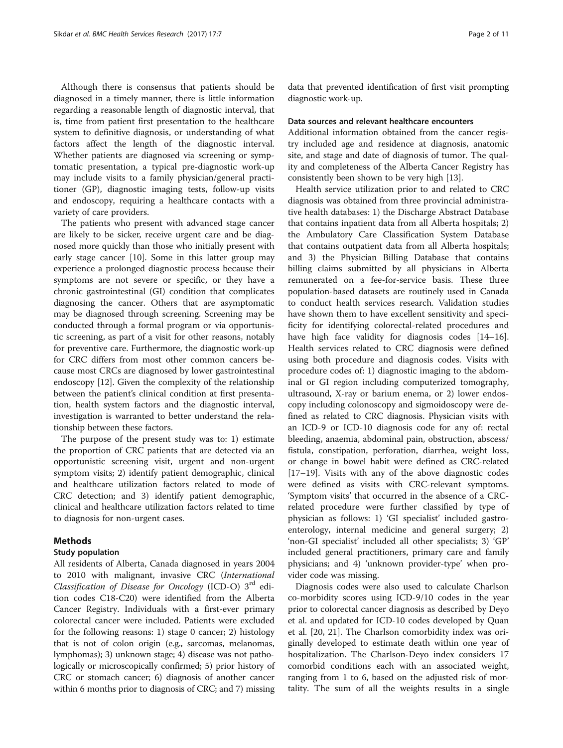Although there is consensus that patients should be diagnosed in a timely manner, there is little information regarding a reasonable length of diagnostic interval, that is, time from patient first presentation to the healthcare system to definitive diagnosis, or understanding of what factors affect the length of the diagnostic interval. Whether patients are diagnosed via screening or symptomatic presentation, a typical pre-diagnostic work-up may include visits to a family physician/general practitioner (GP), diagnostic imaging tests, follow-up visits and endoscopy, requiring a healthcare contacts with a variety of care providers.

The patients who present with advanced stage cancer are likely to be sicker, receive urgent care and be diagnosed more quickly than those who initially present with early stage cancer [10]. Some in this latter group may experience a prolonged diagnostic process because their symptoms are not severe or specific, or they have a chronic gastrointestinal (GI) condition that complicates diagnosing the cancer. Others that are asymptomatic may be diagnosed through screening. Screening may be conducted through a formal program or via opportunistic screening, as part of a visit for other reasons, notably for preventive care. Furthermore, the diagnostic work-up for CRC differs from most other common cancers because most CRCs are diagnosed by lower gastrointestinal endoscopy [12]. Given the complexity of the relationship between the patient's clinical condition at first presentation, health system factors and the diagnostic interval, investigation is warranted to better understand the relationship between these factors.

The purpose of the present study was to: 1) estimate the proportion of CRC patients that are detected via an opportunistic screening visit, urgent and non-urgent symptom visits; 2) identify patient demographic, clinical and healthcare utilization factors related to mode of CRC detection; and 3) identify patient demographic, clinical and healthcare utilization factors related to time to diagnosis for non-urgent cases.

## Methods

### Study population

All residents of Alberta, Canada diagnosed in years 2004 to 2010 with malignant, invasive CRC (*International Classification of Disease for Oncology* (ICD-O) 3rd edition codes C18-C20) were identified from the Alberta Cancer Registry. Individuals with a first-ever primary colorectal cancer were included. Patients were excluded for the following reasons: 1) stage 0 cancer; 2) histology that is not of colon origin (e.g., sarcomas, melanomas, lymphomas); 3) unknown stage; 4) disease was not pathologically or microscopically confirmed; 5) prior history of CRC or stomach cancer; 6) diagnosis of another cancer within 6 months prior to diagnosis of CRC; and 7) missing data that prevented identification of first visit prompting diagnostic work-up.

### Data sources and relevant healthcare encounters

Additional information obtained from the cancer registry included age and residence at diagnosis, anatomic site, and stage and date of diagnosis of tumor. The quality and completeness of the Alberta Cancer Registry has consistently been shown to be very high [13].

Health service utilization prior to and related to CRC diagnosis was obtained from three provincial administrative health databases: 1) the Discharge Abstract Database that contains inpatient data from all Alberta hospitals; 2) the Ambulatory Care Classification System Database that contains outpatient data from all Alberta hospitals; and 3) the Physician Billing Database that contains billing claims submitted by all physicians in Alberta remunerated on a fee-for-service basis. These three population-based datasets are routinely used in Canada to conduct health services research. Validation studies have shown them to have excellent sensitivity and specificity for identifying colorectal-related procedures and have high face validity for diagnosis codes [14–16]. Health services related to CRC diagnosis were defined using both procedure and diagnosis codes. Visits with procedure codes of: 1) diagnostic imaging to the abdominal or GI region including computerized tomography, ultrasound, X-ray or barium enema, or 2) lower endoscopy including colonoscopy and sigmoidoscopy were defined as related to CRC diagnosis. Physician visits with an ICD-9 or ICD-10 diagnosis code for any of: rectal bleeding, anaemia, abdominal pain, obstruction, abscess/fistula, constipation, perforation, diarrhea, weight loss, or change in bowel habit were defined as CRC-related [17–19]. Visits with any of the above diagnostic codes were defined as visits with CRC-relevant symptoms. 'Symptom visits' that occurred in the absence of a CRC-related procedure were further classified by type of physician as follows: 1) 'GI specialist' included gastroenterology, internal medicine and general surgery; 2) 'non-GI specialist' included all other specialists; 3) 'GP' included general practitioners, primary care and family physicians; and 4) 'unknown provider-type' when provider code was missing.

Diagnosis codes were also used to calculate Charlson co-morbidity scores using ICD-9/10 codes in the year prior to colorectal cancer diagnosis as described by Deyo et al. and updated for ICD-10 codes developed by Quan et al. [20, 21]. The Charlson comorbidity index was originally developed to estimate death within one year of hospitalization. The Charlson-Deyo index considers 17 comorbid conditions each with an associated weight, ranging from 1 to 6, based on the adjusted risk of mortality. The sum of all the weights results in a single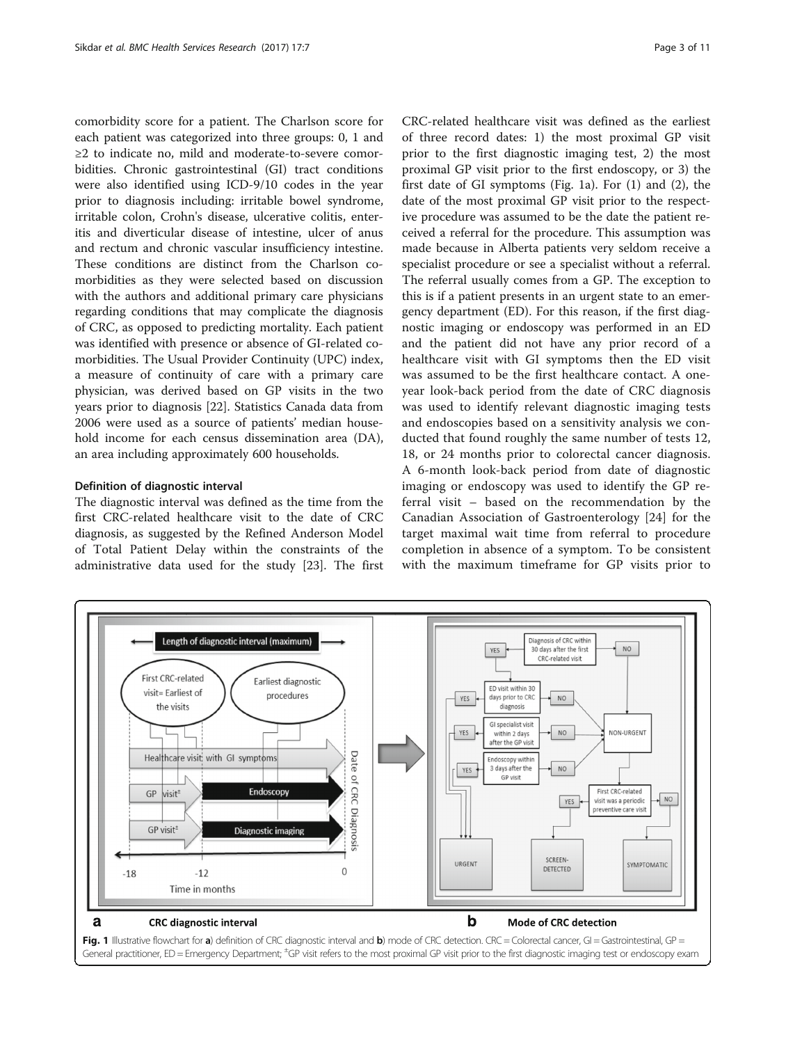comorbidity score for a patient. The Charlson score for each patient was categorized into three groups: 0, 1 and ≥2 to indicate no, mild and moderate-to-severe comorbidities. Chronic gastrointestinal (GI) tract conditions were also identified using ICD-9/10 codes in the year prior to diagnosis including: irritable bowel syndrome, irritable colon, Crohn's disease, ulcerative colitis, enteritis and diverticular disease of intestine, ulcer of anus and rectum and chronic vascular insufficiency intestine. These conditions are distinct from the Charlson comorbidities as they were selected based on discussion with the authors and additional primary care physicians regarding conditions that may complicate the diagnosis of CRC, as opposed to predicting mortality. Each patient was identified with presence or absence of GI-related comorbidities. The Usual Provider Continuity (UPC) index, a measure of continuity of care with a primary care physician, was derived based on GP visits in the two years prior to diagnosis [22]. Statistics Canada data from 2006 were used as a source of patients' median household income for each census dissemination area (DA), an area including approximately 600 households.

#### Definition of diagnostic interval

The diagnostic interval was defined as the time from the first CRC-related healthcare visit to the date of CRC diagnosis, as suggested by the Refined Anderson Model of Total Patient Delay within the constraints of the administrative data used for the study [23]. The first CRC-related healthcare visit was defined as the earliest of three record dates: 1) the most proximal GP visit prior to the first diagnostic imaging test, 2) the most proximal GP visit prior to the first endoscopy, or 3) the first date of GI symptoms (Fig. 1a). For (1) and (2), the date of the most proximal GP visit prior to the respective procedure was assumed to be the date the patient received a referral for the procedure. This assumption was made because in Alberta patients very seldom receive a specialist procedure or see a specialist without a referral. The referral usually comes from a GP. The exception to this is if a patient presents in an urgent state to an emergency department (ED). For this reason, if the first diagnostic imaging or endoscopy was performed in an ED and the patient did not have any prior record of a healthcare visit with GI symptoms then the ED visit was assumed to be the first healthcare contact. A one-year look-back period from the date of CRC diagnosis was used to identify relevant diagnostic imaging tests and endoscopies based on a sensitivity analysis we conducted that found roughly the same number of tests 12, 18, or 24 months prior to colorectal cancer diagnosis. A 6-month look-back period from date of diagnostic imaging or endoscopy was used to identify the GP referral visit – based on the recommendation by the Canadian Association of Gastroenterology [24] for the target maximal wait time from referral to procedure completion in absence of a symptom. To be consistent with the maximum timeframe for GP visits prior to

**Fig. 1** Illustrative flowchart for **a**) definition of CRC diagnostic interval and **b**) mode of CRC detection. CRC = Colorectal cancer, GI = Gastrointestinal, GP = General practitioner, ED = Emergency Department; ±GP visit refers to the most proximal GP visit prior to the first diagnostic imaging test or endoscopy exam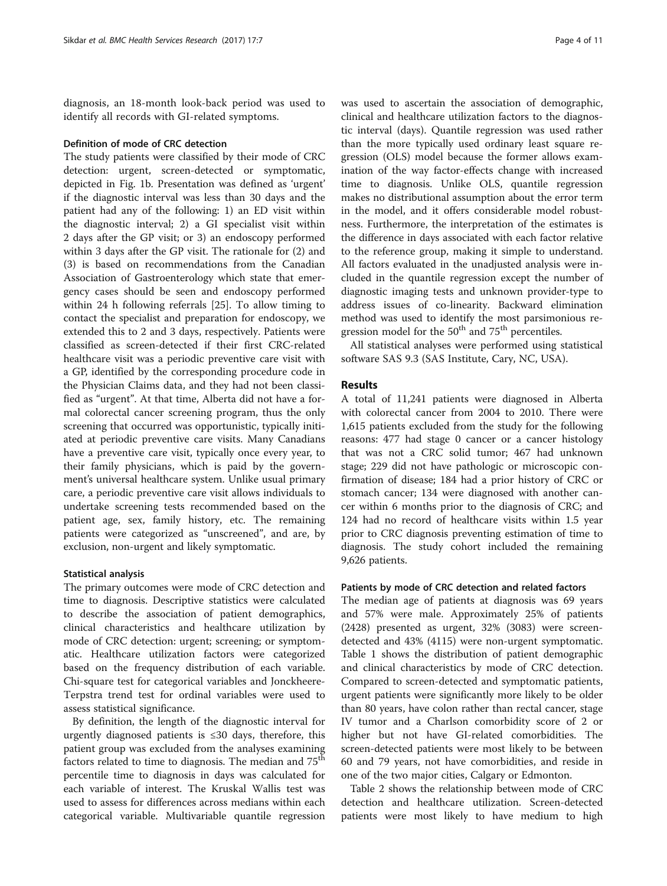diagnosis, an 18-month look-back period was used to identify all records with GI-related symptoms.

### Definition of mode of CRC detection

The study patients were classified by their mode of CRC detection: urgent, screen-detected or symptomatic, depicted in Fig. 1b. Presentation was defined as 'urgent' if the diagnostic interval was less than 30 days and the patient had any of the following: 1) an ED visit within the diagnostic interval; 2) a GI specialist visit within 2 days after the GP visit; or 3) an endoscopy performed within 3 days after the GP visit. The rationale for (2) and (3) is based on recommendations from the Canadian Association of Gastroenterology which state that emergency cases should be seen and endoscopy performed within 24 h following referrals [25]. To allow timing to contact the specialist and preparation for endoscopy, we extended this to 2 and 3 days, respectively. Patients were classified as screen-detected if their first CRC-related healthcare visit was a periodic preventive care visit with a GP, identified by the corresponding procedure code in the Physician Claims data, and they had not been classified as "urgent". At that time, Alberta did not have a formal colorectal cancer screening program, thus the only screening that occurred was opportunistic, typically initiated at periodic preventive care visits. Many Canadians have a preventive care visit, typically once every year, to their family physicians, which is paid by the government's universal healthcare system. Unlike usual primary care, a periodic preventive care visit allows individuals to undertake screening tests recommended based on the patient age, sex, family history, etc. The remaining patients were categorized as "unscreened", and are, by exclusion, non-urgent and likely symptomatic.

### Statistical analysis

The primary outcomes were mode of CRC detection and time to diagnosis. Descriptive statistics were calculated to describe the association of patient demographics, clinical characteristics and healthcare utilization by mode of CRC detection: urgent; screening; or symptomatic. Healthcare utilization factors were categorized based on the frequency distribution of each variable. Chi-square test for categorical variables and Jonckheere-Terpstra trend test for ordinal variables were used to assess statistical significance.

By definition, the length of the diagnostic interval for urgently diagnosed patients is ≤30 days, therefore, this patient group was excluded from the analyses examining factors related to time to diagnosis. The median and 75th percentile time to diagnosis in days was calculated for each variable of interest. The Kruskal Wallis test was used to assess for differences across medians within each categorical variable. Multivariable quantile regression was used to ascertain the association of demographic, clinical and healthcare utilization factors to the diagnostic interval (days). Quantile regression was used rather than the more typically used ordinary least square regression (OLS) model because the former allows examination of the way factor-effects change with increased time to diagnosis. Unlike OLS, quantile regression makes no distributional assumption about the error term in the model, and it offers considerable model robustness. Furthermore, the interpretation of the estimates is the difference in days associated with each factor relative to the reference group, making it simple to understand. All factors evaluated in the unadjusted analysis were included in the quantile regression except the number of diagnostic imaging tests and unknown provider-type to address issues of co-linearity. Backward elimination method was used to identify the most parsimonious regression model for the 50th and 75th percentiles.

All statistical analyses were performed using statistical software SAS 9.3 (SAS Institute, Cary, NC, USA).

## Results

A total of 11,241 patients were diagnosed in Alberta with colorectal cancer from 2004 to 2010. There were 1,615 patients excluded from the study for the following reasons: 477 had stage 0 cancer or a cancer histology that was not a CRC solid tumor; 467 had unknown stage; 229 did not have pathologic or microscopic confirmation of disease; 184 had a prior history of CRC or stomach cancer; 134 were diagnosed with another cancer within 6 months prior to the diagnosis of CRC; and 124 had no record of healthcare visits within 1.5 year prior to CRC diagnosis preventing estimation of time to diagnosis. The study cohort included the remaining 9,626 patients.

### Patients by mode of CRC detection and related factors

The median age of patients at diagnosis was 69 years and 57% were male. Approximately 25% of patients (2428) presented as urgent, 32% (3083) were screen-detected and 43% (4115) were non-urgent symptomatic. Table 1 shows the distribution of patient demographic and clinical characteristics by mode of CRC detection. Compared to screen-detected and symptomatic patients, urgent patients were significantly more likely to be older than 80 years, have colon rather than rectal cancer, stage IV tumor and a Charlson comorbidity score of 2 or higher but not have GI-related comorbidities. The screen-detected patients were most likely to be between 60 and 79 years, not have comorbidities, and reside in one of the two major cities, Calgary or Edmonton.

Table 2 shows the relationship between mode of CRC detection and healthcare utilization. Screen-detected patients were most likely to have medium to high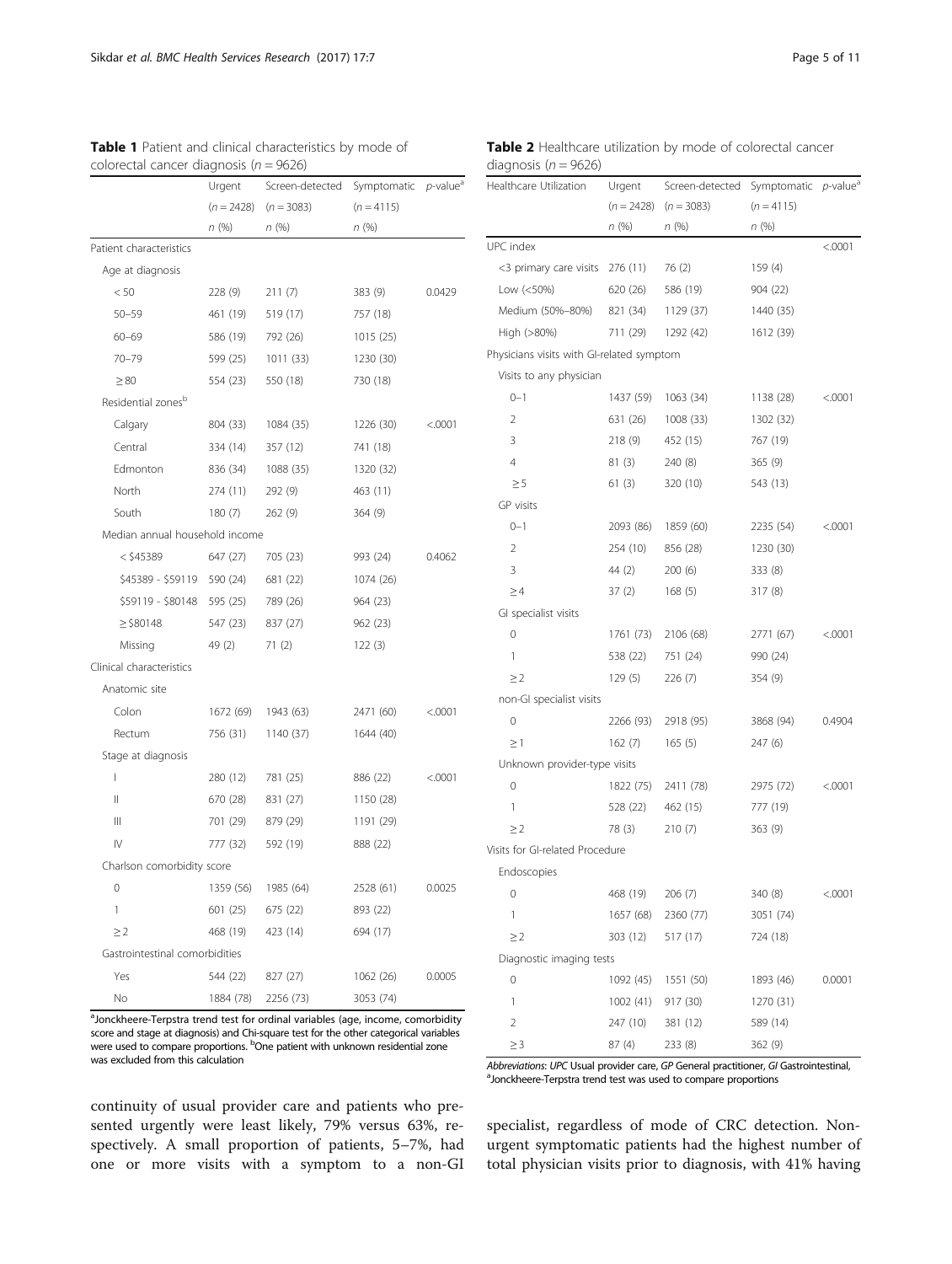**Table 1** Patient and clinical characteristics by mode of colorectal cancer diagnosis ($n = 9626$)

| | Urgent | Screen-detected | Symptomatic | p-value[a] |
|---|---|---|---|---|
| | ($n = 2428$) | ($n = 3083$) | ($n = 4115$) | |
| | n (%) | n (%) | n (%) | |
| Patient characteristics | | | | |
| Age at diagnosis | | | | |
| < 50 | 228 (9) | 211 (7) | 383 (9) | 0.0429 |
| 50–59 | 461 (19) | 519 (17) | 757 (18) | |
| 60–69 | 586 (19) | 792 (26) | 1015 (25) | |
| 70–79 | 599 (25) | 1011 (33) | 1230 (30) | |
| ≥ 80 | 554 (23) | 550 (18) | 730 (18) | |
| Residential zones[b] | | | | |
| Calgary | 804 (33) | 1084 (35) | 1226 (30) | <.0001 |
| Central | 334 (14) | 357 (12) | 741 (18) | |
| Edmonton | 836 (34) | 1088 (35) | 1320 (32) | |
| North | 274 (11) | 292 (9) | 463 (11) | |
| South | 180 (7) | 262 (9) | 364 (9) | |
| Median annual household income | | | | |
| < \$45389 | 647 (27) | 705 (23) | 993 (24) | 0.4062 |
| \$45389 - \$59119 | 590 (24) | 681 (22) | 1074 (26) | |
| \$59119 - \$80148 | 595 (25) | 789 (26) | 964 (23) | |
| ≥ \$80148 | 547 (23) | 837 (27) | 962 (23) | |
| Missing | 49 (2) | 71 (2) | 122 (3) | |
| Clinical characteristics | | | | |
| Anatomic site | | | | |
| Colon | 1672 (69) | 1943 (63) | 2471 (60) | <.0001 |
| Rectum | 756 (31) | 1140 (37) | 1644 (40) | |
| Stage at diagnosis | | | | |
| I | 280 (12) | 781 (25) | 886 (22) | <.0001 |
| II | 670 (28) | 831 (27) | 1150 (28) | |
| III | 701 (29) | 879 (29) | 1191 (29) | |
| IV | 777 (32) | 592 (19) | 888 (22) | |
| Charlson comorbidity score | | | | |
| 0 | 1359 (56) | 1985 (64) | 2528 (61) | 0.0025 |
| 1 | 601 (25) | 675 (22) | 893 (22) | |
| ≥ 2 | 468 (19) | 423 (14) | 694 (17) | |
| Gastrointestinal comorbidities | | | | |
| Yes | 544 (22) | 827 (27) | 1062 (26) | 0.0005 |
| No | 1884 (78) | 2256 (73) | 3053 (74) | |

[a]Jonckheere-Terpstra trend test for ordinal variables (age, income, comorbidity score and stage at diagnosis) and Chi-square test for the other categorical variables were used to compare proportions. [b]One patient with unknown residential zone was excluded from this calculation

**Table 2** Healthcare utilization by mode of colorectal cancer diagnosis ($n = 9626$)

| Healthcare Utilization | Urgent | Screen-detected | Symptomatic | p-value[a] |
|---|---|---|---|---|
| | ($n = 2428$) | ($n = 3083$) | ($n = 4115$) | |
| | n (%) | n (%) | n (%) | |
| UPC index | | | | <.0001 |
| <3 primary care visits | 276 (11) | 76 (2) | 159 (4) | |
| Low (<50%) | 620 (26) | 586 (19) | 904 (22) | |
| Medium (50%–80%) | 821 (34) | 1129 (37) | 1440 (35) | |
| High (>80%) | 711 (29) | 1292 (42) | 1612 (39) | |
| Physicians visits with GI-related symptom | | | | |
| Visits to any physician | | | | |
| 0–1 | 1437 (59) | 1063 (34) | 1138 (28) | <.0001 |
| 2 | 631 (26) | 1008 (33) | 1302 (32) | |
| 3 | 218 (9) | 452 (15) | 767 (19) | |
| 4 | 81 (3) | 240 (8) | 365 (9) | |
| ≥ 5 | 61 (3) | 320 (10) | 543 (13) | |
| GP visits | | | | |
| 0–1 | 2093 (86) | 1859 (60) | 2235 (54) | <.0001 |
| 2 | 254 (10) | 856 (28) | 1230 (30) | |
| 3 | 44 (2) | 200 (6) | 333 (8) | |
| ≥ 4 | 37 (2) | 168 (5) | 317 (8) | |
| GI specialist visits | | | | |
| 0 | 1761 (73) | 2106 (68) | 2771 (67) | <.0001 |
| 1 | 538 (22) | 751 (24) | 990 (24) | |
| ≥ 2 | 129 (5) | 226 (7) | 354 (9) | |
| non-GI specialist visits | | | | |
| 0 | 2266 (93) | 2918 (95) | 3868 (94) | 0.4904 |
| ≥ 1 | 162 (7) | 165 (5) | 247 (6) | |
| Unknown provider-type visits | | | | |
| 0 | 1822 (75) | 2411 (78) | 2975 (72) | <.0001 |
| 1 | 528 (22) | 462 (15) | 777 (19) | |
| ≥ 2 | 78 (3) | 210 (7) | 363 (9) | |
| Visits for GI-related Procedure | | | | |
| Endoscopies | | | | |
| 0 | 468 (19) | 206 (7) | 340 (8) | <.0001 |
| 1 | 1657 (68) | 2360 (77) | 3051 (74) | |
| ≥ 2 | 303 (12) | 517 (17) | 724 (18) | |
| Diagnostic imaging tests | | | | |
| 0 | 1092 (45) | 1551 (50) | 1893 (46) | 0.0001 |
| 1 | 1002 (41) | 917 (30) | 1270 (31) | |
| 2 | 247 (10) | 381 (12) | 589 (14) | |
| ≥ 3 | 87 (4) | 233 (8) | 362 (9) | |

*Abbreviations*: *UPC* Usual provider care, *GP* General practitioner, *GI* Gastrointestinal,
[a]Jonckheere-Terpstra trend test was used to compare proportions

continuity of usual provider care and patients who presented urgently were least likely, 79% versus 63%, respectively. A small proportion of patients, 5–7%, had one or more visits with a symptom to a non-GI specialist, regardless of mode of CRC detection. Non-urgent symptomatic patients had the highest number of total physician visits prior to diagnosis, with 41% having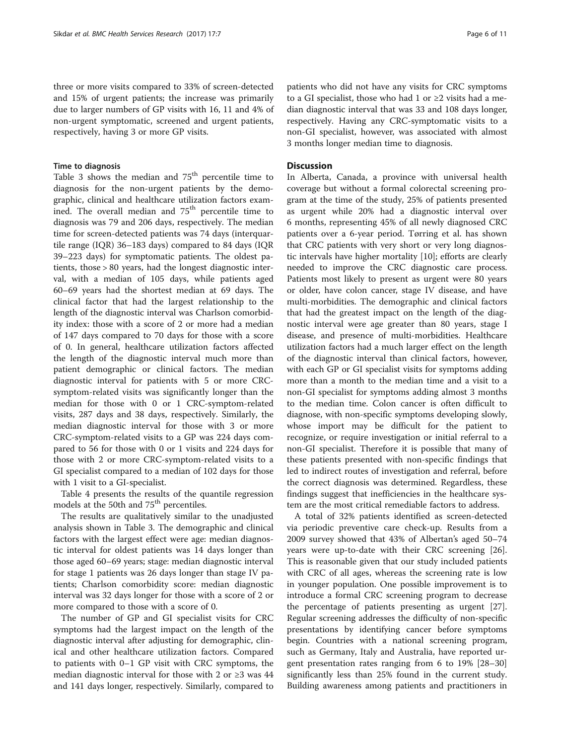three or more visits compared to 33% of screen-detected and 15% of urgent patients; the increase was primarily due to larger numbers of GP visits with 16, 11 and 4% of non-urgent symptomatic, screened and urgent patients, respectively, having 3 or more GP visits.

### Time to diagnosis

Table 3 shows the median and 75[th] percentile time to diagnosis for the non-urgent patients by the demographic, clinical and healthcare utilization factors examined. The overall median and 75[th] percentile time to diagnosis was 79 and 206 days, respectively. The median time for screen-detected patients was 74 days (interquartile range (IQR) 36–183 days) compared to 84 days (IQR 39–223 days) for symptomatic patients. The oldest patients, those > 80 years, had the longest diagnostic interval, with a median of 105 days, while patients aged 60–69 years had the shortest median at 69 days. The clinical factor that had the largest relationship to the length of the diagnostic interval was Charlson comorbidity index: those with a score of 2 or more had a median of 147 days compared to 70 days for those with a score of 0. In general, healthcare utilization factors affected the length of the diagnostic interval much more than patient demographic or clinical factors. The median diagnostic interval for patients with 5 or more CRC-symptom-related visits was significantly longer than the median for those with 0 or 1 CRC-symptom-related visits, 287 days and 38 days, respectively. Similarly, the median diagnostic interval for those with 3 or more CRC-symptom-related visits to a GP was 224 days compared to 56 for those with 0 or 1 visits and 224 days for those with 2 or more CRC-symptom-related visits to a GI specialist compared to a median of 102 days for those with 1 visit to a GI-specialist.

Table 4 presents the results of the quantile regression models at the 50th and 75[th] percentiles.

The results are qualitatively similar to the unadjusted analysis shown in Table 3. The demographic and clinical factors with the largest effect were age: median diagnostic interval for oldest patients was 14 days longer than those aged 60–69 years; stage: median diagnostic interval for stage 1 patients was 26 days longer than stage IV patients; Charlson comorbidity score: median diagnostic interval was 32 days longer for those with a score of 2 or more compared to those with a score of 0.

The number of GP and GI specialist visits for CRC symptoms had the largest impact on the length of the diagnostic interval after adjusting for demographic, clinical and other healthcare utilization factors. Compared to patients with 0–1 GP visit with CRC symptoms, the median diagnostic interval for those with 2 or ≥3 was 44 and 141 days longer, respectively. Similarly, compared to patients who did not have any visits for CRC symptoms to a GI specialist, those who had 1 or ≥2 visits had a median diagnostic interval that was 33 and 108 days longer, respectively. Having any CRC-symptomatic visits to a non-GI specialist, however, was associated with almost 3 months longer median time to diagnosis.

## Discussion

In Alberta, Canada, a province with universal health coverage but without a formal colorectal screening program at the time of the study, 25% of patients presented as urgent while 20% had a diagnostic interval over 6 months, representing 45% of all newly diagnosed CRC patients over a 6-year period. Tørring et al. has shown that CRC patients with very short or very long diagnostic intervals have higher mortality [10]; efforts are clearly needed to improve the CRC diagnostic care process. Patients most likely to present as urgent were 80 years or older, have colon cancer, stage IV disease, and have multi-morbidities. The demographic and clinical factors that had the greatest impact on the length of the diagnostic interval were age greater than 80 years, stage I disease, and presence of multi-morbidities. Healthcare utilization factors had a much larger effect on the length of the diagnostic interval than clinical factors, however, with each GP or GI specialist visits for symptoms adding more than a month to the median time and a visit to a non-GI specialist for symptoms adding almost 3 months to the median time. Colon cancer is often difficult to diagnose, with non-specific symptoms developing slowly, whose import may be difficult for the patient to recognize, or require investigation or initial referral to a non-GI specialist. Therefore it is possible that many of these patients presented with non-specific findings that led to indirect routes of investigation and referral, before the correct diagnosis was determined. Regardless, these findings suggest that inefficiencies in the healthcare system are the most critical remediable factors to address.

A total of 32% patients identified as screen-detected via periodic preventive care check-up. Results from a 2009 survey showed that 43% of Albertan's aged 50–74 years were up-to-date with their CRC screening [26]. This is reasonable given that our study included patients with CRC of all ages, whereas the screening rate is low in younger population. One possible improvement is to introduce a formal CRC screening program to decrease the percentage of patients presenting as urgent [27]. Regular screening addresses the difficulty of non-specific presentations by identifying cancer before symptoms begin. Countries with a national screening program, such as Germany, Italy and Australia, have reported urgent presentation rates ranging from 6 to 19% [28–30] significantly less than 25% found in the current study. Building awareness among patients and practitioners in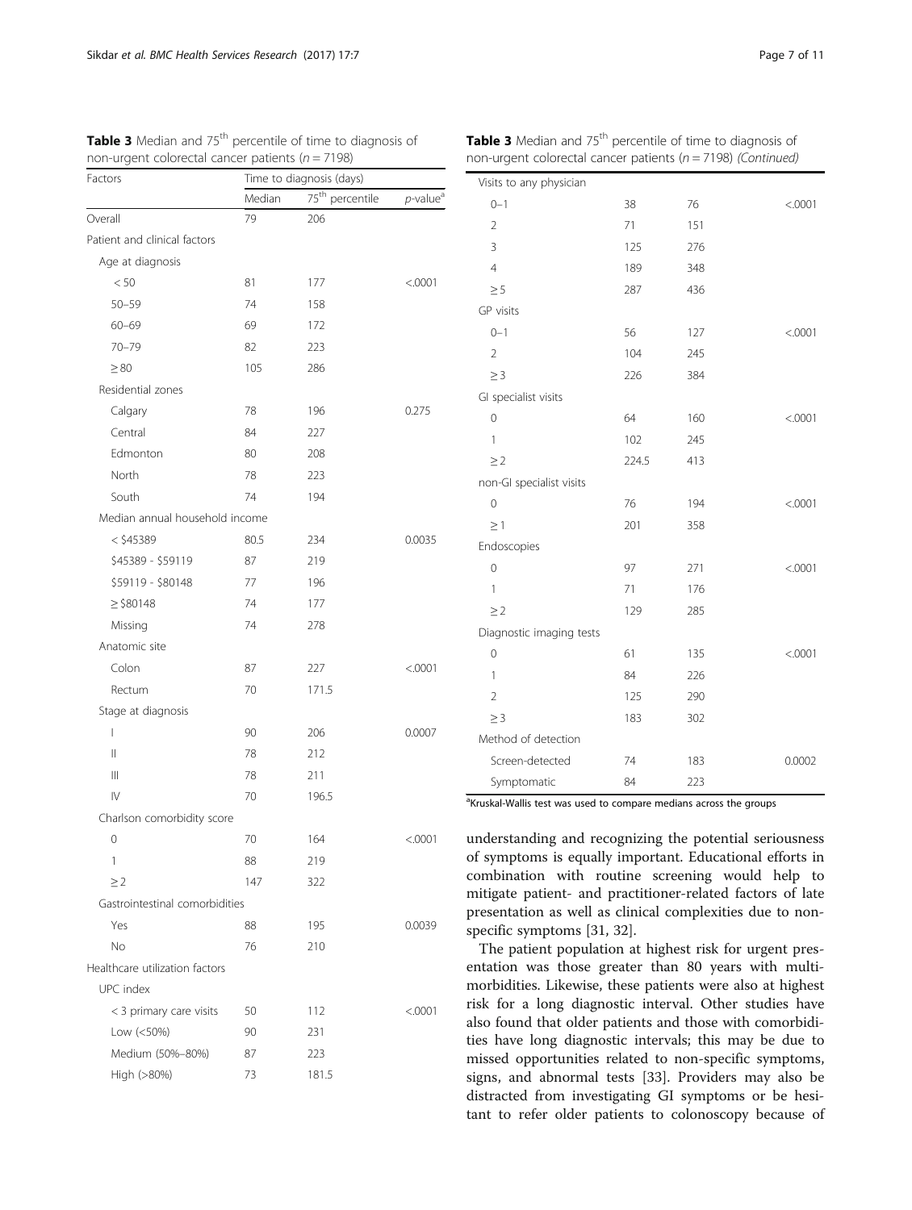**Table 3** Median and 75[th] percentile of time to diagnosis of non-urgent colorectal cancer patients ($n = 7198$)

| Factors | Time to diagnosis (days) | | |
|---|---|---|---|
| | Median | 75[th] percentile | $p$-value[a] |
| Overall | 79 | 206 | |
| Patient and clinical factors | | | |
| Age at diagnosis | | | |
| < 50 | 81 | 177 | <.0001 |
| 50–59 | 74 | 158 | |
| 60–69 | 69 | 172 | |
| 70–79 | 82 | 223 | |
| ≥ 80 | 105 | 286 | |
| Residential zones | | | |
| Calgary | 78 | 196 | 0.275 |
| Central | 84 | 227 | |
| Edmonton | 80 | 208 | |
| North | 78 | 223 | |
| South | 74 | 194 | |
| Median annual household income | | | |
| < $45389 | 80.5 | 234 | 0.0035 |
| $45389 - $59119 | 87 | 219 | |
| $59119 - $80148 | 77 | 196 | |
| ≥ $80148 | 74 | 177 | |
| Missing | 74 | 278 | |
| Anatomic site | | | |
| Colon | 87 | 227 | <.0001 |
| Rectum | 70 | 171.5 | |
| Stage at diagnosis | | | |
| I | 90 | 206 | 0.0007 |
| II | 78 | 212 | |
| III | 78 | 211 | |
| IV | 70 | 196.5 | |
| Charlson comorbidity score | | | |
| 0 | 70 | 164 | <.0001 |
| 1 | 88 | 219 | |
| ≥ 2 | 147 | 322 | |
| Gastrointestinal comorbidities | | | |
| Yes | 88 | 195 | 0.0039 |
| No | 76 | 210 | |
| Healthcare utilization factors | | | |
| UPC index | | | |
| < 3 primary care visits | 50 | 112 | <.0001 |
| Low (<50%) | 90 | 231 | |
| Medium (50%–80%) | 87 | 223 | |
| High (>80%) | 73 | 181.5 | |
| Visits to any physician | | | |
| 0–1 | 38 | 76 | <.0001 |
| 2 | 71 | 151 | |
| 3 | 125 | 276 | |
| 4 | 189 | 348 | |
| ≥ 5 | 287 | 436 | |
| GP visits | | | |
| 0–1 | 56 | 127 | <.0001 |
| 2 | 104 | 245 | |
| ≥ 3 | 226 | 384 | |
| GI specialist visits | | | |
| 0 | 64 | 160 | <.0001 |
| 1 | 102 | 245 | |
| ≥ 2 | 224.5 | 413 | |
| non-GI specialist visits | | | |
| 0 | 76 | 194 | <.0001 |
| ≥ 1 | 201 | 358 | |
| Endoscopies | | | |
| 0 | 97 | 271 | <.0001 |
| 1 | 71 | 176 | |
| ≥ 2 | 129 | 285 | |
| Diagnostic imaging tests | | | |
| 0 | 61 | 135 | <.0001 |
| 1 | 84 | 226 | |
| 2 | 125 | 290 | |
| ≥ 3 | 183 | 302 | |
| Method of detection | | | |
| Screen-detected | 74 | 183 | 0.0002 |
| Symptomatic | 84 | 223 | |

[a]Kruskal-Wallis test was used to compare medians across the groups

understanding and recognizing the potential seriousness of symptoms is equally important. Educational efforts in combination with routine screening would help to mitigate patient- and practitioner-related factors of late presentation as well as clinical complexities due to non-specific symptoms [31, 32].

The patient population at highest risk for urgent presentation was those greater than 80 years with multimorbidities. Likewise, these patients were also at highest risk for a long diagnostic interval. Other studies have also found that older patients and those with comorbidities have long diagnostic intervals; this may be due to missed opportunities related to non-specific symptoms, signs, and abnormal tests [33]. Providers may also be distracted from investigating GI symptoms or be hesitant to refer older patients to colonoscopy because of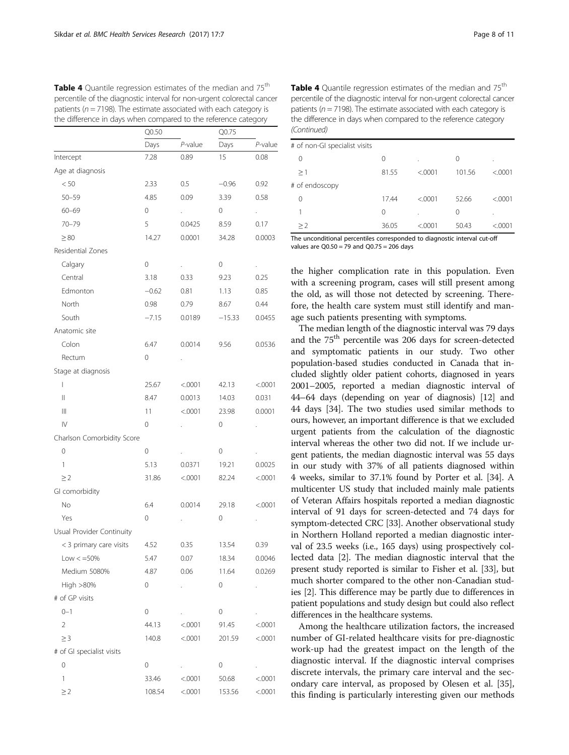**Table 4** Quantile regression estimates of the median and 75[th] percentile of the diagnostic interval for non-urgent colorectal cancer patients (*n* = 7198). The estimate associated with each category is the difference in days when compared to the reference category

| | Q0.50 | | Q0.75 | |
|---|---|---|---|---|
| | Days | *P*-value | Days | *P*-value |
| Intercept | 7.28 | 0.89 | 15 | 0.08 |
| Age at diagnosis | | | | |
| < 50 | 2.33 | 0.5 | −0.96 | 0.92 |
| 50–59 | 4.85 | 0.09 | 3.39 | 0.58 |
| 60–69 | 0 | . | 0 | . |
| 70–79 | 5 | 0.0425 | 8.59 | 0.17 |
| ≥ 80 | 14.27 | 0.0001 | 34.28 | 0.0003 |
| Residential Zones | | | | |
| Calgary | 0 | . | 0 | . |
| Central | 3.18 | 0.33 | 9.23 | 0.25 |
| Edmonton | −0.62 | 0.81 | 1.13 | 0.85 |
| North | 0.98 | 0.79 | 8.67 | 0.44 |
| South | −7.15 | 0.0189 | −15.33 | 0.0455 |
| Anatomic site | | | | |
| Colon | 6.47 | 0.0014 | 9.56 | 0.0536 |
| Rectum | 0 | . | | |
| Stage at diagnosis | | | | |
| I | 25.67 | <.0001 | 42.13 | <.0001 |
| II | 8.47 | 0.0013 | 14.03 | 0.031 |
| III | 11 | <.0001 | 23.98 | 0.0001 |
| IV | 0 | . | 0 | . |
| Charlson Comorbidity Score | | | | |
| 0 | 0 | . | 0 | . |
| 1 | 5.13 | 0.0371 | 19.21 | 0.0025 |
| ≥ 2 | 31.86 | <.0001 | 82.24 | <.0001 |
| GI comorbidity | | | | |
| No | 6.4 | 0.0014 | 29.18 | <.0001 |
| Yes | 0 | . | 0 | . |
| Usual Provider Continuity | | | | |
| < 3 primary care visits | 4.52 | 0.35 | 13.54 | 0.39 |
| Low < =50% | 5.47 | 0.07 | 18.34 | 0.0046 |
| Medium 5080% | 4.87 | 0.06 | 11.64 | 0.0269 |
| High >80% | 0 | . | 0 | . |
| # of GP visits | | | | |
| 0–1 | 0 | . | 0 | . |
| 2 | 44.13 | <.0001 | 91.45 | <.0001 |
| ≥ 3 | 140.8 | <.0001 | 201.59 | <.0001 |
| # of GI specialist visits | | | | |
| 0 | 0 | . | 0 | . |
| 1 | 33.46 | <.0001 | 50.68 | <.0001 |
| ≥ 2 | 108.54 | <.0001 | 153.56 | <.0001 |
| # of non-GI specialist visits | | | | |
| 0 | 0 | . | 0 | . |
| ≥ 1 | 81.55 | <.0001 | 101.56 | <.0001 |
| # of endoscopy | | | | |
| 0 | 17.44 | <.0001 | 52.66 | <.0001 |
| 1 | 0 | . | 0 | . |
| ≥ 2 | 36.05 | <.0001 | 50.43 | <.0001 |

The unconditional percentiles corresponded to diagnostic interval cut-off values are Q0.50 = 79 and Q0.75 = 206 days

the higher complication rate in this population. Even with a screening program, cases will still present among the old, as will those not detected by screening. Therefore, the health care system must still identify and manage such patients presenting with symptoms.

The median length of the diagnostic interval was 79 days and the 75[th] percentile was 206 days for screen-detected and symptomatic patients in our study. Two other population-based studies conducted in Canada that included slightly older patient cohorts, diagnosed in years 2001–2005, reported a median diagnostic interval of 44–64 days (depending on year of diagnosis) [12] and 44 days [34]. The two studies used similar methods to ours, however, an important difference is that we excluded urgent patients from the calculation of the diagnostic interval whereas the other two did not. If we include urgent patients, the median diagnostic interval was 55 days in our study with 37% of all patients diagnosed within 4 weeks, similar to 37.1% found by Porter et al. [34]. A multicenter US study that included mainly male patients of Veteran Affairs hospitals reported a median diagnostic interval of 91 days for screen-detected and 74 days for symptom-detected CRC [33]. Another observational study in Northern Holland reported a median diagnostic interval of 23.5 weeks (i.e., 165 days) using prospectively collected data [2]. The median diagnostic interval that the present study reported is similar to Fisher et al. [33], but much shorter compared to the other non-Canadian studies [2]. This difference may be partly due to differences in patient populations and study design but could also reflect differences in the healthcare systems.

Among the healthcare utilization factors, the increased number of GI-related healthcare visits for pre-diagnostic work-up had the greatest impact on the length of the diagnostic interval. If the diagnostic interval comprises discrete intervals, the primary care interval and the secondary care interval, as proposed by Olesen et al. [35], this finding is particularly interesting given our methods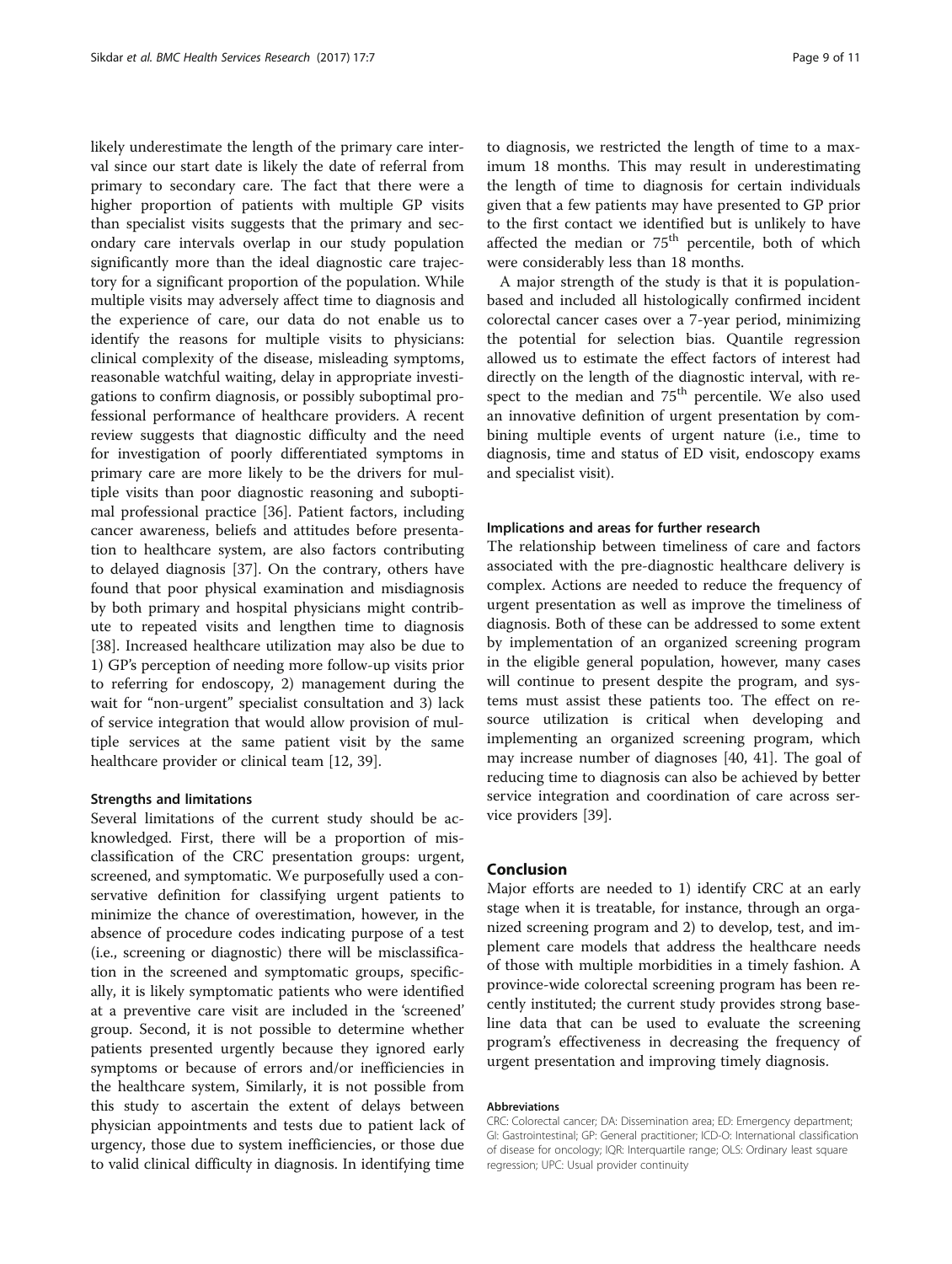likely underestimate the length of the primary care interval since our start date is likely the date of referral from primary to secondary care. The fact that there were a higher proportion of patients with multiple GP visits than specialist visits suggests that the primary and secondary care intervals overlap in our study population significantly more than the ideal diagnostic care trajectory for a significant proportion of the population. While multiple visits may adversely affect time to diagnosis and the experience of care, our data do not enable us to identify the reasons for multiple visits to physicians: clinical complexity of the disease, misleading symptoms, reasonable watchful waiting, delay in appropriate investigations to confirm diagnosis, or possibly suboptimal professional performance of healthcare providers. A recent review suggests that diagnostic difficulty and the need for investigation of poorly differentiated symptoms in primary care are more likely to be the drivers for multiple visits than poor diagnostic reasoning and suboptimal professional practice [36]. Patient factors, including cancer awareness, beliefs and attitudes before presentation to healthcare system, are also factors contributing to delayed diagnosis [37]. On the contrary, others have found that poor physical examination and misdiagnosis by both primary and hospital physicians might contribute to repeated visits and lengthen time to diagnosis [38]. Increased healthcare utilization may also be due to 1) GP's perception of needing more follow-up visits prior to referring for endoscopy, 2) management during the wait for "non-urgent" specialist consultation and 3) lack of service integration that would allow provision of multiple services at the same patient visit by the same healthcare provider or clinical team [12, 39].

### Strengths and limitations

Several limitations of the current study should be acknowledged. First, there will be a proportion of misclassification of the CRC presentation groups: urgent, screened, and symptomatic. We purposefully used a conservative definition for classifying urgent patients to minimize the chance of overestimation, however, in the absence of procedure codes indicating purpose of a test (i.e., screening or diagnostic) there will be misclassification in the screened and symptomatic groups, specifically, it is likely symptomatic patients who were identified at a preventive care visit are included in the 'screened' group. Second, it is not possible to determine whether patients presented urgently because they ignored early symptoms or because of errors and/or inefficiencies in the healthcare system, Similarly, it is not possible from this study to ascertain the extent of delays between physician appointments and tests due to patient lack of urgency, those due to system inefficiencies, or those due to valid clinical difficulty in diagnosis. In identifying time to diagnosis, we restricted the length of time to a maximum 18 months. This may result in underestimating the length of time to diagnosis for certain individuals given that a few patients may have presented to GP prior to the first contact we identified but is unlikely to have affected the median or 75th percentile, both of which were considerably less than 18 months.

A major strength of the study is that it is population-based and included all histologically confirmed incident colorectal cancer cases over a 7-year period, minimizing the potential for selection bias. Quantile regression allowed us to estimate the effect factors of interest had directly on the length of the diagnostic interval, with respect to the median and 75th percentile. We also used an innovative definition of urgent presentation by combining multiple events of urgent nature (i.e., time to diagnosis, time and status of ED visit, endoscopy exams and specialist visit).

### Implications and areas for further research

The relationship between timeliness of care and factors associated with the pre-diagnostic healthcare delivery is complex. Actions are needed to reduce the frequency of urgent presentation as well as improve the timeliness of diagnosis. Both of these can be addressed to some extent by implementation of an organized screening program in the eligible general population, however, many cases will continue to present despite the program, and systems must assist these patients too. The effect on resource utilization is critical when developing and implementing an organized screening program, which may increase number of diagnoses [40, 41]. The goal of reducing time to diagnosis can also be achieved by better service integration and coordination of care across service providers [39].

## Conclusion

Major efforts are needed to 1) identify CRC at an early stage when it is treatable, for instance, through an organized screening program and 2) to develop, test, and implement care models that address the healthcare needs of those with multiple morbidities in a timely fashion. A province-wide colorectal screening program has been recently instituted; the current study provides strong baseline data that can be used to evaluate the screening program's effectiveness in decreasing the frequency of urgent presentation and improving timely diagnosis.

#### Abbreviations

CRC: Colorectal cancer; DA: Dissemination area; ED: Emergency department; GI: Gastrointestinal; GP: General practitioner; ICD-O: International classification of disease for oncology; IQR: Interquartile range; OLS: Ordinary least square regression; UPC: Usual provider continuity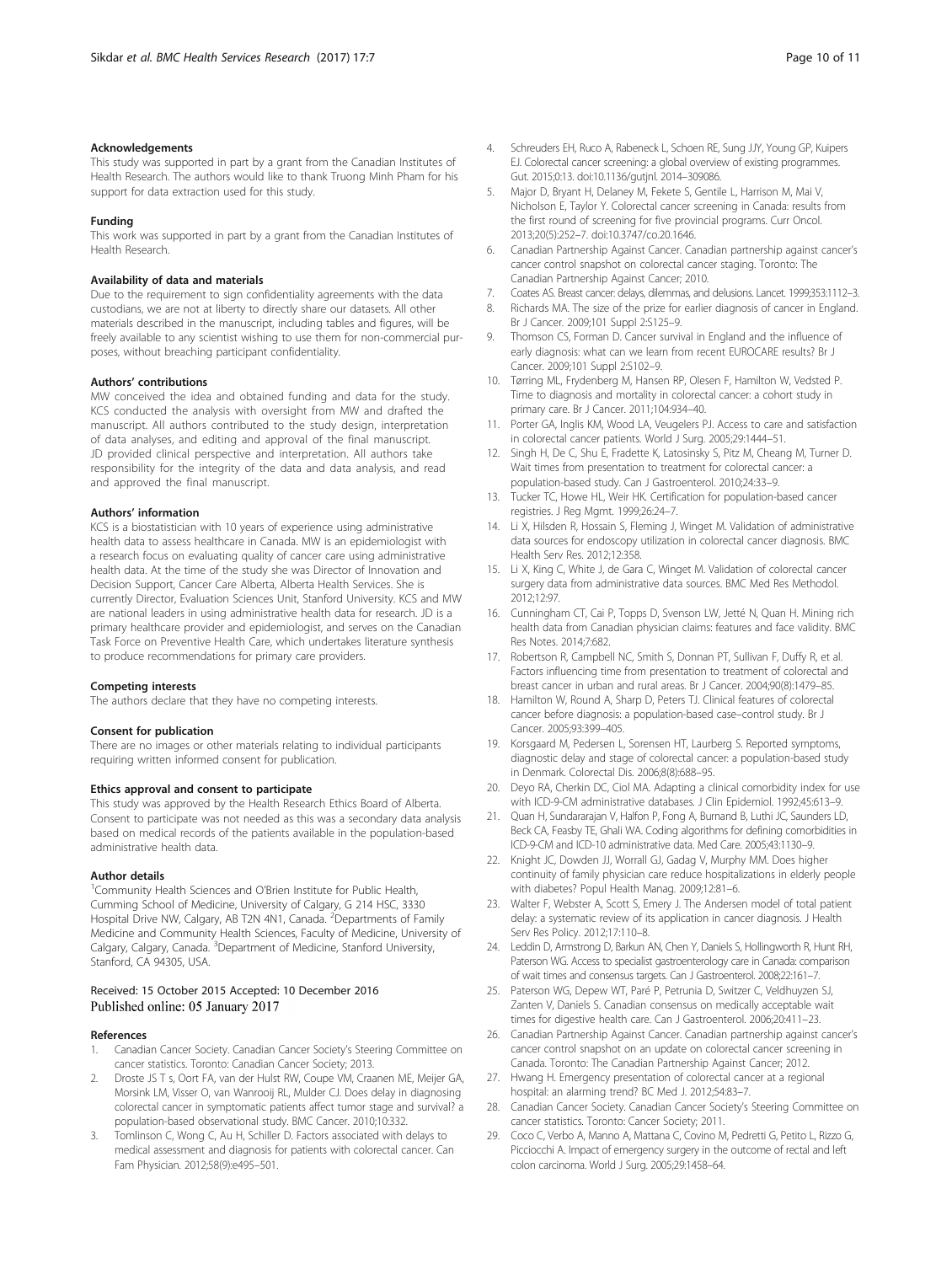### Acknowledgements

This study was supported in part by a grant from the Canadian Institutes of Health Research. The authors would like to thank Truong Minh Pham for his support for data extraction used for this study.

### Funding

This work was supported in part by a grant from the Canadian Institutes of Health Research.

### Availability of data and materials

Due to the requirement to sign confidentiality agreements with the data custodians, we are not at liberty to directly share our datasets. All other materials described in the manuscript, including tables and figures, will be freely available to any scientist wishing to use them for non-commercial purposes, without breaching participant confidentiality.

### Authors' contributions

MW conceived the idea and obtained funding and data for the study. KCS conducted the analysis with oversight from MW and drafted the manuscript. All authors contributed to the study design, interpretation of data analyses, and editing and approval of the final manuscript. JD provided clinical perspective and interpretation. All authors take responsibility for the integrity of the data and data analysis, and read and approved the final manuscript.

### Authors' information

KCS is a biostatistician with 10 years of experience using administrative health data to assess healthcare in Canada. MW is an epidemiologist with a research focus on evaluating quality of cancer care using administrative health data. At the time of the study she was Director of Innovation and Decision Support, Cancer Care Alberta, Alberta Health Services. She is currently Director, Evaluation Sciences Unit, Stanford University. KCS and MW are national leaders in using administrative health data for research. JD is a primary healthcare provider and epidemiologist, and serves on the Canadian Task Force on Preventive Health Care, which undertakes literature synthesis to produce recommendations for primary care providers.

### Competing interests

The authors declare that they have no competing interests.

### Consent for publication

There are no images or other materials relating to individual participants requiring written informed consent for publication.

### Ethics approval and consent to participate

This study was approved by the Health Research Ethics Board of Alberta. Consent to participate was not needed as this was a secondary data analysis based on medical records of the patients available in the population-based administrative health data.

### Author details

[1]Community Health Sciences and O'Brien Institute for Public Health, Cumming School of Medicine, University of Calgary, G 214 HSC, 3330 Hospital Drive NW, Calgary, AB T2N 4N1, Canada. [2]Departments of Family Medicine and Community Health Sciences, Faculty of Medicine, University of Calgary, Calgary, Canada. [3]Department of Medicine, Stanford University, Stanford, CA 94305, USA.

Received: 15 October 2015 Accepted: 10 December 2016
Published online: 05 January 2017

### References

1. Canadian Cancer Society. Canadian Cancer Society's Steering Committee on cancer statistics. Toronto: Canadian Cancer Society; 2013.
2. Droste JS T s, Oort FA, van der Hulst RW, Coupe VM, Craanen ME, Meijer GA, Morsink LM, Visser O, van Wanrooij RL, Mulder CJ. Does delay in diagnosing colorectal cancer in symptomatic patients affect tumor stage and survival? a population-based observational study. BMC Cancer. 2010;10:332.
3. Tomlinson C, Wong C, Au H, Schiller D. Factors associated with delays to medical assessment and diagnosis for patients with colorectal cancer. Can Fam Physician. 2012;58(9):e495–501.
4. Schreuders EH, Ruco A, Rabeneck L, Schoen RE, Sung JJY, Young GP, Kuipers EJ. Colorectal cancer screening: a global overview of existing programmes. Gut. 2015;0:13. doi:10.1136/gutjnl. 2014–309086.
5. Major D, Bryant H, Delaney M, Fekete S, Gentile L, Harrison M, Mai V, Nicholson E, Taylor Y. Colorectal cancer screening in Canada: results from the first round of screening for five provincial programs. Curr Oncol. 2013;20(5):252–7. doi:10.3747/co.20.1646.
6. Canadian Partnership Against Cancer. Canadian partnership against cancer's cancer control snapshot on colorectal cancer staging. Toronto: The Canadian Partnership Against Cancer; 2010.
7. Coates AS. Breast cancer: delays, dilemmas, and delusions. Lancet. 1999;353:1112–3.
8. Richards MA. The size of the prize for earlier diagnosis of cancer in England. Br J Cancer. 2009;101 Suppl 2:S125–9.
9. Thomson CS, Forman D. Cancer survival in England and the influence of early diagnosis: what can we learn from recent EUROCARE results? Br J Cancer. 2009;101 Suppl 2:S102–9.
10. Tørring ML, Frydenberg M, Hansen RP, Olesen F, Hamilton W, Vedsted P. Time to diagnosis and mortality in colorectal cancer: a cohort study in primary care. Br J Cancer. 2011;104:934–40.
11. Porter GA, Inglis KM, Wood LA, Veugelers PJ. Access to care and satisfaction in colorectal cancer patients. World J Surg. 2005;29:1444–51.
12. Singh H, De C, Shu E, Fradette K, Latosinsky S, Pitz M, Cheang M, Turner D. Wait times from presentation to treatment for colorectal cancer: a population-based study. Can J Gastroenterol. 2010;24:33–9.
13. Tucker TC, Howe HL, Weir HK. Certification for population-based cancer registries. J Reg Mgmt. 1999;26:24–7.
14. Li X, Hilsden R, Hossain S, Fleming J, Winget M. Validation of administrative data sources for endoscopy utilization in colorectal cancer diagnosis. BMC Health Serv Res. 2012;12:358.
15. Li X, King C, White J, de Gara C, Winget M. Validation of colorectal cancer surgery data from administrative data sources. BMC Med Res Methodol. 2012;12:97.
16. Cunningham CT, Cai P, Topps D, Svenson LW, Jetté N, Quan H. Mining rich health data from Canadian physician claims: features and face validity. BMC Res Notes. 2014;7:682.
17. Robertson R, Campbell NC, Smith S, Donnan PT, Sullivan F, Duffy R, et al. Factors influencing time from presentation to treatment of colorectal and breast cancer in urban and rural areas. Br J Cancer. 2004;90(8):1479–85.
18. Hamilton W, Round A, Sharp D, Peters TJ. Clinical features of colorectal cancer before diagnosis: a population-based case–control study. Br J Cancer. 2005;93:399–405.
19. Korsgaard M, Pedersen L, Sorensen HT, Laurberg S. Reported symptoms, diagnostic delay and stage of colorectal cancer: a population-based study in Denmark. Colorectal Dis. 2006;8(8):688–95.
20. Deyo RA, Cherkin DC, Ciol MA. Adapting a clinical comorbidity index for use with ICD-9-CM administrative databases. J Clin Epidemiol. 1992;45:613–9.
21. Quan H, Sundararajan V, Halfon P, Fong A, Burnand B, Luthi JC, Saunders LD, Beck CA, Feasby TE, Ghali WA. Coding algorithms for defining comorbidities in ICD-9-CM and ICD-10 administrative data. Med Care. 2005;43:1130–9.
22. Knight JC, Dowden JJ, Worrall GJ, Gadag V, Murphy MM. Does higher continuity of family physician care reduce hospitalizations in elderly people with diabetes? Popul Health Manag. 2009;12:81–6.
23. Walter F, Webster A, Scott S, Emery J. The Andersen model of total patient delay: a systematic review of its application in cancer diagnosis. J Health Serv Res Policy. 2012;17:110–8.
24. Leddin D, Armstrong D, Barkun AN, Chen Y, Daniels S, Hollingworth R, Hunt RH, Paterson WG. Access to specialist gastroenterology care in Canada: comparison of wait times and consensus targets. Can J Gastroenterol. 2008;22:161–7.
25. Paterson WG, Depew WT, Paré P, Petrunia D, Switzer C, Veldhuyzen SJ, Zanten V, Daniels S. Canadian consensus on medically acceptable wait times for digestive health care. Can J Gastroenterol. 2006;20:411–23.
26. Canadian Partnership Against Cancer. Canadian partnership against cancer's cancer control snapshot on an update on colorectal cancer screening in Canada. Toronto: The Canadian Partnership Against Cancer; 2012.
27. Hwang H. Emergency presentation of colorectal cancer at a regional hospital: an alarming trend? BC Med J. 2012;54:83–7.
28. Canadian Cancer Society. Canadian Cancer Society's Steering Committee on cancer statistics. Toronto: Cancer Society; 2011.
29. Coco C, Verbo A, Manno A, Mattana C, Covino M, Pedretti G, Petito L, Rizzo G, Picciocchi A. Impact of emergency surgery in the outcome of rectal and left colon carcinoma. World J Surg. 2005;29:1458–64.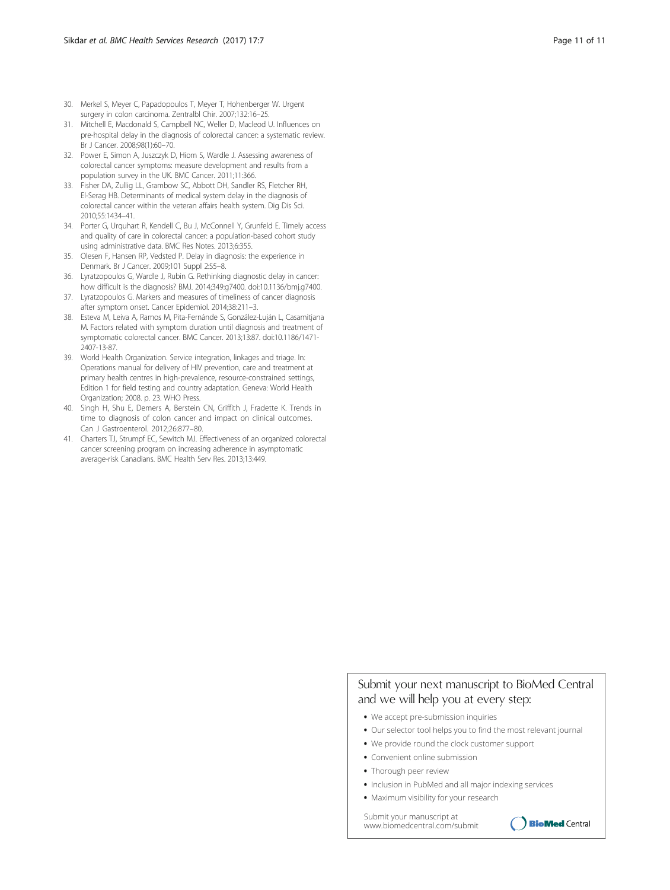30. Merkel S, Meyer C, Papadopoulos T, Meyer T, Hohenberger W. Urgent surgery in colon carcinoma. Zentralbl Chir. 2007;132:16–25.
31. Mitchell E, Macdonald S, Campbell NC, Weller D, Macleod U. Influences on pre-hospital delay in the diagnosis of colorectal cancer: a systematic review. Br J Cancer. 2008;98(1):60–70.
32. Power E, Simon A, Juszczyk D, Hiom S, Wardle J. Assessing awareness of colorectal cancer symptoms: measure development and results from a population survey in the UK. BMC Cancer. 2011;11:366.
33. Fisher DA, Zullig LL, Grambow SC, Abbott DH, Sandler RS, Fletcher RH, El-Serag HB. Determinants of medical system delay in the diagnosis of colorectal cancer within the veteran affairs health system. Dig Dis Sci. 2010;55:1434–41.
34. Porter G, Urquhart R, Kendell C, Bu J, McConnell Y, Grunfeld E. Timely access and quality of care in colorectal cancer: a population-based cohort study using administrative data. BMC Res Notes. 2013;6:355.
35. Olesen F, Hansen RP, Vedsted P. Delay in diagnosis: the experience in Denmark. Br J Cancer. 2009;101 Suppl 2:S5–8.
36. Lyratzopoulos G, Wardle J, Rubin G. Rethinking diagnostic delay in cancer: how difficult is the diagnosis? BMJ. 2014;349:g7400. doi:10.1136/bmj.g7400.
37. Lyratzopoulos G. Markers and measures of timeliness of cancer diagnosis after symptom onset. Cancer Epidemiol. 2014;38:211–3.
38. Esteva M, Leiva A, Ramos M, Pita-Fernánde S, González-Luján L, Casamitjana M. Factors related with symptom duration until diagnosis and treatment of symptomatic colorectal cancer. BMC Cancer. 2013;13:87. doi:10.1186/1471-2407-13-87.
39. World Health Organization. Service integration, linkages and triage. In: Operations manual for delivery of HIV prevention, care and treatment at primary health centres in high-prevalence, resource-constrained settings, Edition 1 for field testing and country adaptation. Geneva: World Health Organization; 2008. p. 23. WHO Press.
40. Singh H, Shu E, Demers A, Berstein CN, Griffith J, Fradette K. Trends in time to diagnosis of colon cancer and impact on clinical outcomes. Can J Gastroenterol. 2012;26:877–80.
41. Charters TJ, Strumpf EC, Sewitch MJ. Effectiveness of an organized colorectal cancer screening program on increasing adherence in asymptomatic average-risk Canadians. BMC Health Serv Res. 2013;13:449.

Submit your next manuscript to BioMed Central and we will help you at every step:

- We accept pre-submission inquiries
- Our selector tool helps you to find the most relevant journal
- We provide round the clock customer support
- Convenient online submission
- Thorough peer review
- Inclusion in PubMed and all major indexing services
- Maximum visibility for your research

Submit your manuscript at www.biomedcentral.com/submit

BioMed Central